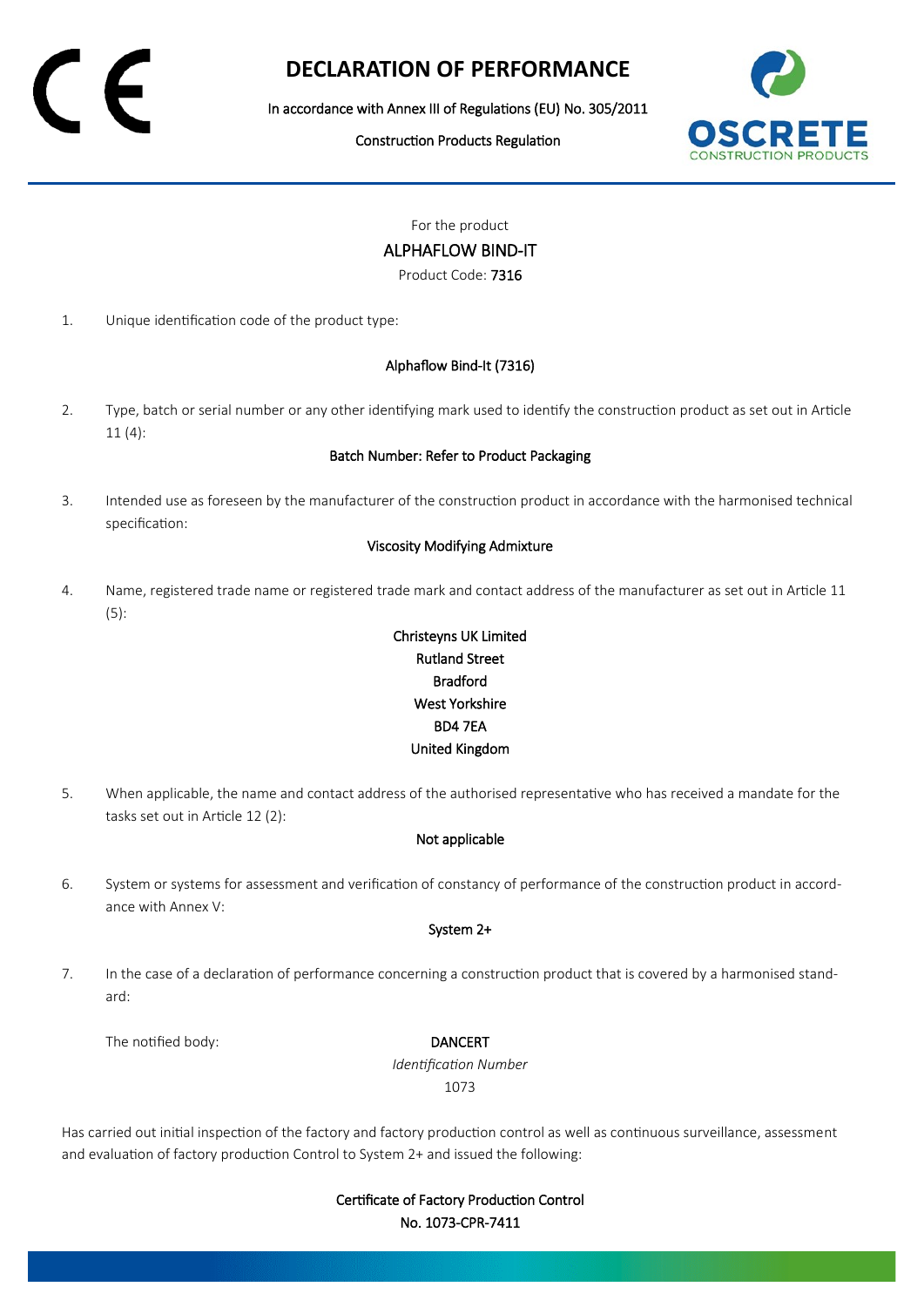# DECLARATION OF PERFORMANCE

In accordance with Annex III of Regulations (EU) No. 305/2011

Construction Products Regulation

For the product

ALPHAFLOW BIND-IT

Product Code: 7316

1. Unique identification code of the product type:

   **Alphaflow Bind-It (7316)**

2. Type, batch or serial number or any other identifying mark used to identify the construction product as set out in Article 11 (4):

   **Batch Number: Refer to Product Packaging**

3. Intended use as foreseen by the manufacturer of the construction product in accordance with the harmonised technical specification:

   **Viscosity Modifying Admixture**

4. Name, registered trade name or registered trade mark and contact address of the manufacturer as set out in Article 11 (5):

   **Christeyns UK Limited**
   **Rutland Street**
   **Bradford**
   **West Yorkshire**
   **BD4 7EA**
   **United Kingdom**

5. When applicable, the name and contact address of the authorised representative who has received a mandate for the tasks set out in Article 12 (2):

   **Not applicable**

6. System or systems for assessment and verification of constancy of performance of the construction product in accordance with Annex V:

   **System 2+**

7. In the case of a declaration of performance concerning a construction product that is covered by a harmonised standard:

   The notified body: **DANCERT**

   *Identification Number*

   1073

Has carried out initial inspection of the factory and factory production control as well as continuous surveillance, assessment and evaluation of factory production Control to System 2+ and issued the following:

**Certificate of Factory Production Control**
**No. 1073-CPR-7411**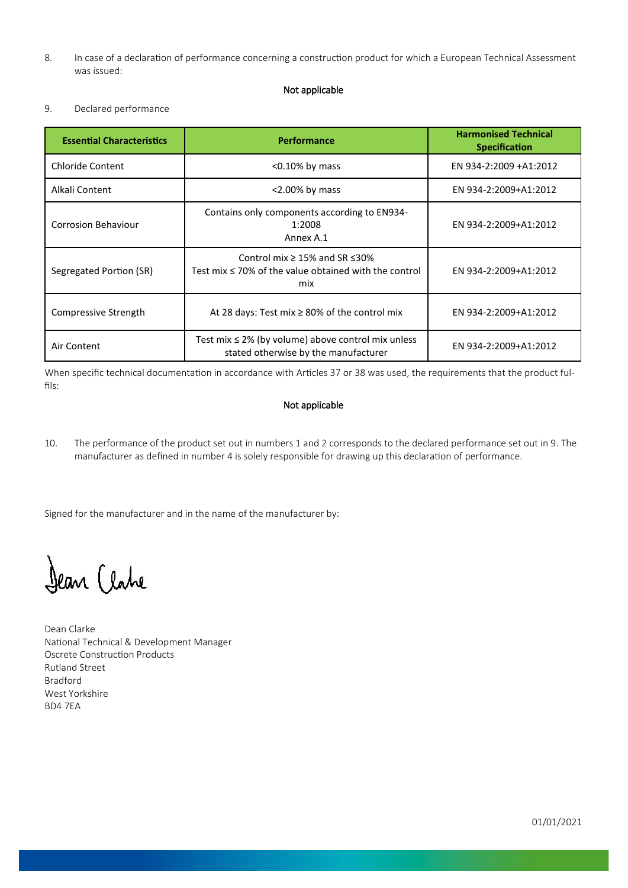8. In case of a declaration of performance concerning a construction product for which a European Technical Assessment was issued:

Not applicable

9. Declared performance

| Essential Characteristics | Performance | Harmonised Technical Specification |
|---|---|---|
| Chloride Content | <0.10% by mass | EN 934-2:2009 +A1:2012 |
| Alkali Content | <2.00% by mass | EN 934-2:2009+A1:2012 |
| Corrosion Behaviour | Contains only components according to EN934-1:2008 Annex A.1 | EN 934-2:2009+A1:2012 |
| Segregated Portion (SR) | Control mix ≥ 15% and SR ≤30% Test mix ≤ 70% of the value obtained with the control mix | EN 934-2:2009+A1:2012 |
| Compressive Strength | At 28 days: Test mix ≥ 80% of the control mix | EN 934-2:2009+A1:2012 |
| Air Content | Test mix ≤ 2% (by volume) above control mix unless stated otherwise by the manufacturer | EN 934-2:2009+A1:2012 |

When specific technical documentation in accordance with Articles 37 or 38 was used, the requirements that the product fulfils:

Not applicable

10. The performance of the product set out in numbers 1 and 2 corresponds to the declared performance set out in 9. The manufacturer as defined in number 4 is solely responsible for drawing up this declaration of performance.

Signed for the manufacturer and in the name of the manufacturer by:

Dean Clarke

Dean Clarke
National Technical & Development Manager
Oscrete Construction Products
Rutland Street
Bradford
West Yorkshire
BD4 7EA

01/01/2021